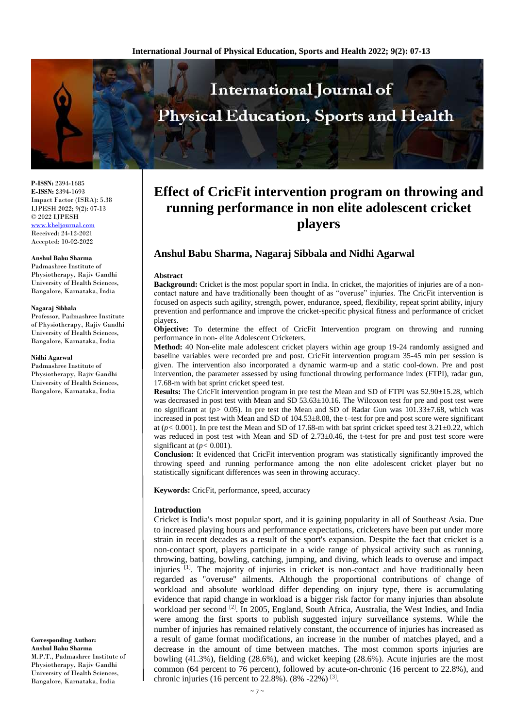**P-ISSN:** 2394-1685
**E-ISSN:** 2394-1693
Impact Factor (ISRA): 5.38
IJPESH 2022; 9(2): 07-13
© 2022 IJPESH
www.kheljournal.com
Received: 24-12-2021
Accepted: 10-02-2022

**Anshul Babu Sharma**
Padmashree Institute of Physiotherapy, Rajiv Gandhi University of Health Sciences, Bangalore, Karnataka, India

**Nagaraj Sibbala**
Professor, Padmashree Institute of Physiotherapy, Rajiv Gandhi University of Health Sciences, Bangalore, Karnataka, India

**Nidhi Agarwal**
Padmashree Institute of Physiotherapy, Rajiv Gandhi University of Health Sciences, Bangalore, Karnataka, India

**Corresponding Author:**
**Anshul Babu Sharma**
M.P.T., Padmashree Institute of Physiotherapy, Rajiv Gandhi University of Health Sciences, Bangalore, Karnataka, India

# Effect of CricFit intervention program on throwing and running performance in non elite adolescent cricket players

## Anshul Babu Sharma, Nagaraj Sibbala and Nidhi Agarwal

### Abstract

**Background:** Cricket is the most popular sport in India. In cricket, the majorities of injuries are of a non-contact nature and have traditionally been thought of as "overuse" injuries. The CricFit intervention is focused on aspects such agility, strength, power, endurance, speed, flexibility, repeat sprint ability, injury prevention and performance and improve the cricket-specific physical fitness and performance of cricket players.

**Objective:** To determine the effect of CricFit Intervention program on throwing and running performance in non- elite Adolescent Cricketers.

**Method:** 40 Non-elite male adolescent cricket players within age group 19-24 randomly assigned and baseline variables were recorded pre and post. CricFit intervention program 35-45 min per session is given. The intervention also incorporated a dynamic warm-up and a static cool-down. Pre and post intervention, the parameter assessed by using functional throwing performance index (FTPI), radar gun, 17.68-m with bat sprint cricket speed test.

**Results:** The CricFit intervention program in pre test the Mean and SD of FTPI was 52.90±15.28, which was decreased in post test with Mean and SD 53.63±10.16. The Wilcoxon test for pre and post test were no significant at ($p > 0.05$). In pre test the Mean and SD of Radar Gun was 101.33±7.68, which was increased in post test with Mean and SD of 104.53±8.08, the t–test for pre and post score were significant at ($p < 0.001$). In pre test the Mean and SD of 17.68-m with bat sprint cricket speed test 3.21±0.22, which was reduced in post test with Mean and SD of 2.73±0.46, the t-test for pre and post test score were significant at ($p < 0.001$).

**Conclusion:** It evidenced that CricFit intervention program was statistically significantly improved the throwing speed and running performance among the non elite adolescent cricket player but no statistically significant differences was seen in throwing accuracy.

**Keywords:** CricFit, performance, speed, accuracy

### Introduction

Cricket is India's most popular sport, and it is gaining popularity in all of Southeast Asia. Due to increased playing hours and performance expectations, cricketers have been put under more strain in recent decades as a result of the sport's expansion. Despite the fact that cricket is a non-contact sport, players participate in a wide range of physical activity such as running, throwing, batting, bowling, catching, jumping, and diving, which leads to overuse and impact injuries [1]. The majority of injuries in cricket is non-contact and have traditionally been regarded as "overuse" ailments. Although the proportional contributions of change of workload and absolute workload differ depending on injury type, there is accumulating evidence that rapid change in workload is a bigger risk factor for many injuries than absolute workload per second [2]. In 2005, England, South Africa, Australia, the West Indies, and India were among the first sports to publish suggested injury surveillance systems. While the number of injuries has remained relatively constant, the occurrence of injuries has increased as a result of game format modifications, an increase in the number of matches played, and a decrease in the amount of time between matches. The most common sports injuries are bowling (41.3%), fielding (28.6%), and wicket keeping (28.6%). Acute injuries are the most common (64 percent to 76 percent), followed by acute-on-chronic (16 percent to 22.8%), and chronic injuries (16 percent to 22.8%). (8% -22%) [3].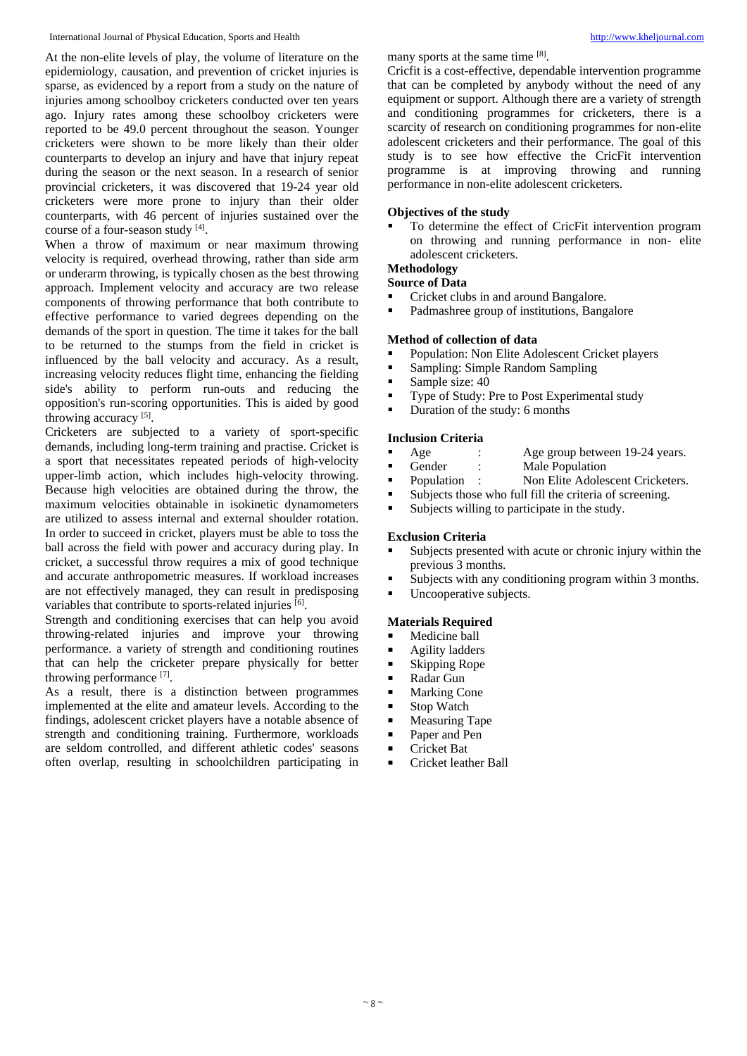At the non-elite levels of play, the volume of literature on the epidemiology, causation, and prevention of cricket injuries is sparse, as evidenced by a report from a study on the nature of injuries among schoolboy cricketers conducted over ten years ago. Injury rates among these schoolboy cricketers were reported to be 49.0 percent throughout the season. Younger cricketers were shown to be more likely than their older counterparts to develop an injury and have that injury repeat during the season or the next season. In a research of senior provincial cricketers, it was discovered that 19-24 year old cricketers were more prone to injury than their older counterparts, with 46 percent of injuries sustained over the course of a four-season study [4].

When a throw of maximum or near maximum throwing velocity is required, overhead throwing, rather than side arm or underarm throwing, is typically chosen as the best throwing approach. Implement velocity and accuracy are two release components of throwing performance that both contribute to effective performance to varied degrees depending on the demands of the sport in question. The time it takes for the ball to be returned to the stumps from the field in cricket is influenced by the ball velocity and accuracy. As a result, increasing velocity reduces flight time, enhancing the fielding side's ability to perform run-outs and reducing the opposition's run-scoring opportunities. This is aided by good throwing accuracy [5].

Cricketers are subjected to a variety of sport-specific demands, including long-term training and practise. Cricket is a sport that necessitates repeated periods of high-velocity upper-limb action, which includes high-velocity throwing. Because high velocities are obtained during the throw, the maximum velocities obtainable in isokinetic dynamometers are utilized to assess internal and external shoulder rotation. In order to succeed in cricket, players must be able to toss the ball across the field with power and accuracy during play. In cricket, a successful throw requires a mix of good technique and accurate anthropometric measures. If workload increases are not effectively managed, they can result in predisposing variables that contribute to sports-related injuries [6].

Strength and conditioning exercises that can help you avoid throwing-related injuries and improve your throwing performance. a variety of strength and conditioning routines that can help the cricketer prepare physically for better throwing performance [7].

As a result, there is a distinction between programmes implemented at the elite and amateur levels. According to the findings, adolescent cricket players have a notable absence of strength and conditioning training. Furthermore, workloads are seldom controlled, and different athletic codes' seasons often overlap, resulting in schoolchildren participating in many sports at the same time [8].

Cricfit is a cost-effective, dependable intervention programme that can be completed by anybody without the need of any equipment or support. Although there are a variety of strength and conditioning programmes for cricketers, there is a scarcity of research on conditioning programmes for non-elite adolescent cricketers and their performance. The goal of this study is to see how effective the CricFit intervention programme is at improving throwing and running performance in non-elite adolescent cricketers.

## Objectives of the study

- To determine the effect of CricFit intervention program on throwing and running performance in non- elite adolescent cricketers.

## Methodology

### Source of Data

- Cricket clubs in and around Bangalore.
- Padmashree group of institutions, Bangalore

### Method of collection of data

- Population: Non Elite Adolescent Cricket players
- Sampling: Simple Random Sampling
- Sample size: 40
- Type of Study: Pre to Post Experimental study
- Duration of the study: 6 months

### Inclusion Criteria

- Age : Age group between 19-24 years.
- Gender : Male Population
- Population : Non Elite Adolescent Cricketers.
- Subjects those who full fill the criteria of screening.
- Subjects willing to participate in the study.

### Exclusion Criteria

- Subjects presented with acute or chronic injury within the previous 3 months.
- Subjects with any conditioning program within 3 months.
- Uncooperative subjects.

### Materials Required

- Medicine ball
- Agility ladders
- Skipping Rope
- Radar Gun
- Marking Cone
- Stop Watch
- Measuring Tape
- Paper and Pen
- Cricket Bat
- Cricket leather Ball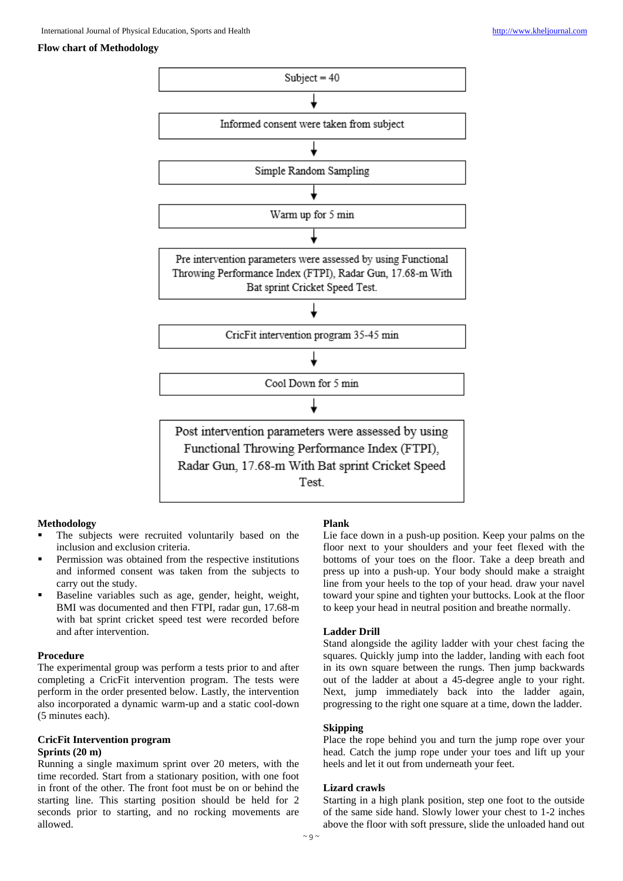**Flow chart of Methodology**

Subject = 40

↓

Informed consent were taken from subject

↓

Simple Random Sampling

↓

Warm up for 5 min

↓

Pre intervention parameters were assessed by using Functional Throwing Performance Index (FTPI), Radar Gun, 17.68-m With Bat sprint Cricket Speed Test.

↓

CricFit intervention program 35-45 min

↓

Cool Down for 5 min

↓

Post intervention parameters were assessed by using Functional Throwing Performance Index (FTPI), Radar Gun, 17.68-m With Bat sprint Cricket Speed Test.

## Methodology

- The subjects were recruited voluntarily based on the inclusion and exclusion criteria.
- Permission was obtained from the respective institutions and informed consent was taken from the subjects to carry out the study.
- Baseline variables such as age, gender, height, weight, BMI was documented and then FTPI, radar gun, 17.68-m with bat sprint cricket speed test were recorded before and after intervention.

## Procedure

The experimental group was perform a tests prior to and after completing a CricFit intervention program. The tests were perform in the order presented below. Lastly, the intervention also incorporated a dynamic warm-up and a static cool-down (5 minutes each).

## CricFit Intervention program

### Sprints (20 m)

Running a single maximum sprint over 20 meters, with the time recorded. Start from a stationary position, with one foot in front of the other. The front foot must be on or behind the starting line. This starting position should be held for 2 seconds prior to starting, and no rocking movements are allowed.

### Plank

Lie face down in a push-up position. Keep your palms on the floor next to your shoulders and your feet flexed with the bottoms of your toes on the floor. Take a deep breath and press up into a push-up. Your body should make a straight line from your heels to the top of your head. draw your navel toward your spine and tighten your buttocks. Look at the floor to keep your head in neutral position and breathe normally.

### Ladder Drill

Stand alongside the agility ladder with your chest facing the squares. Quickly jump into the ladder, landing with each foot in its own square between the rungs. Then jump backwards out of the ladder at about a 45-degree angle to your right. Next, jump immediately back into the ladder again, progressing to the right one square at a time, down the ladder.

### Skipping

Place the rope behind you and turn the jump rope over your head. Catch the jump rope under your toes and lift up your heels and let it out from underneath your feet.

### Lizard crawls

Starting in a high plank position, step one foot to the outside of the same side hand. Slowly lower your chest to 1-2 inches above the floor with soft pressure, slide the unloaded hand out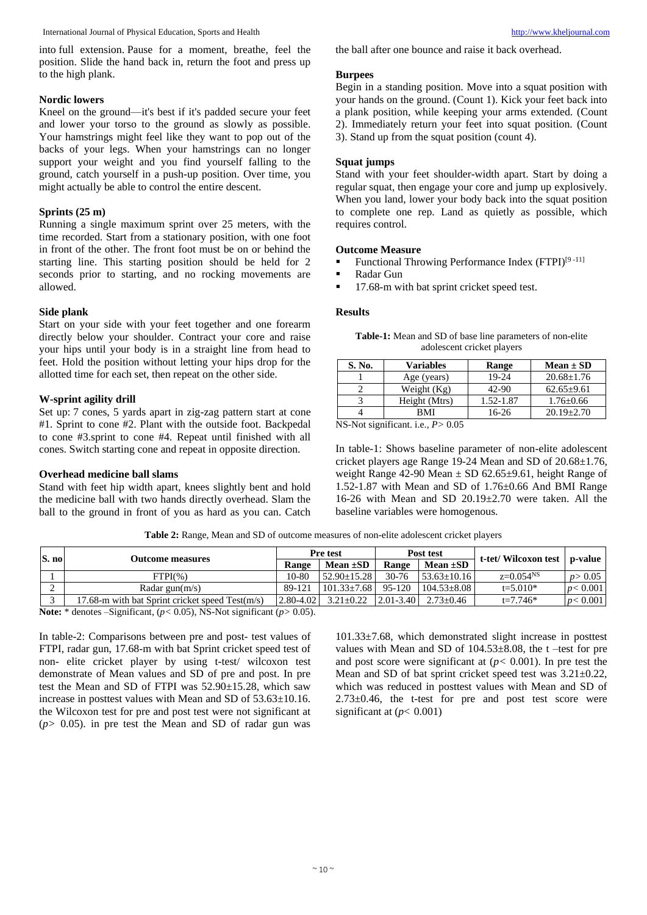into full extension. Pause for a moment, breathe, feel the position. Slide the hand back in, return the foot and press up to the high plank.

### Nordic lowers

Kneel on the ground—it's best if it's padded secure your feet and lower your torso to the ground as slowly as possible. Your hamstrings might feel like they want to pop out of the backs of your legs. When your hamstrings can no longer support your weight and you find yourself falling to the ground, catch yourself in a push-up position. Over time, you might actually be able to control the entire descent.

### Sprints (25 m)

Running a single maximum sprint over 25 meters, with the time recorded. Start from a stationary position, with one foot in front of the other. The front foot must be on or behind the starting line. This starting position should be held for 2 seconds prior to starting, and no rocking movements are allowed.

### Side plank

Start on your side with your feet together and one forearm directly below your shoulder. Contract your core and raise your hips until your body is in a straight line from head to feet. Hold the position without letting your hips drop for the allotted time for each set, then repeat on the other side.

### W-sprint agility drill

Set up: 7 cones, 5 yards apart in zig-zag pattern start at cone #1. Sprint to cone #2. Plant with the outside foot. Backpedal to cone #3.sprint to cone #4. Repeat until finished with all cones. Switch starting cone and repeat in opposite direction.

### Overhead medicine ball slams

Stand with feet hip width apart, knees slightly bent and hold the medicine ball with two hands directly overhead. Slam the ball to the ground in front of you as hard as you can. Catch the ball after one bounce and raise it back overhead.

### Burpees

Begin in a standing position. Move into a squat position with your hands on the ground. (Count 1). Kick your feet back into a plank position, while keeping your arms extended. (Count 2). Immediately return your feet into squat position. (Count 3). Stand up from the squat position (count 4).

### Squat jumps

Stand with your feet shoulder-width apart. Start by doing a regular squat, then engage your core and jump up explosively. When you land, lower your body back into the squat position to complete one rep. Land as quietly as possible, which requires control.

### Outcome Measure

- Functional Throwing Performance Index (FTPI)[9-11]
- Radar Gun
- 17.68-m with bat sprint cricket speed test.

## Results

**Table-1:** Mean and SD of base line parameters of non-elite adolescent cricket players

| S. No. | Variables | Range | Mean ± SD |
|---|---|---|---|
| 1 | Age (years) | 19-24 | 20.68±1.76 |
| 2 | Weight (Kg) | 42-90 | 62.65±9.61 |
| 3 | Height (Mtrs) | 1.52-1.87 | 1.76±0.66 |
| 4 | BMI | 16-26 | 20.19±2.70 |

NS-Not significant. i.e., $P > 0.05$

In table-1: Shows baseline parameter of non-elite adolescent cricket players age Range 19-24 Mean and SD of 20.68±1.76, weight Range 42-90 Mean ± SD 62.65±9.61, height Range of 1.52-1.87 with Mean and SD of 1.76±0.66 And BMI Range 16-26 with Mean and SD 20.19±2.70 were taken. All the baseline variables were homogenous.

**Table 2:** Range, Mean and SD of outcome measures of non-elite adolescent cricket players

| S. no | Outcome measures | Pre test | | Post test | | t-tet/ Wilcoxon test | p-value |
|---|---|---|---|---|---|---|---|
| | | Range | Mean ±SD | Range | Mean ±SD | | |
| 1 | FTPI(%) | 10-80 | 52.90±15.28 | 30-76 | 53.63±10.16 | z=0.054^NS | $p > 0.05$ |
| 2 | Radar gun(m/s) | 89-121 | 101.33±7.68 | 95-120 | 104.53±8.08 | t=5.010* | $p < 0.001$ |
| 3 | 17.68-m with bat Sprint cricket speed Test(m/s) | 2.80-4.02 | 3.21±0.22 | 2.01-3.40 | 2.73±0.46 | t=7.746* | $p < 0.001$ |

**Note:** * denotes –Significant, ($p < 0.05$), NS-Not significant ($p > 0.05$).

In table-2: Comparisons between pre and post- test values of FTPI, radar gun, 17.68-m with bat Sprint cricket speed test of non- elite cricket player by using t-test/ wilcoxon test demonstrate of Mean values and SD of pre and post. In pre test the Mean and SD of FTPI was 52.90±15.28, which saw increase in posttest values with Mean and SD of 53.63±10.16. the Wilcoxon test for pre and post test were not significant at ($p > 0.05$). in pre test the Mean and SD of radar gun was 101.33±7.68, which demonstrated slight increase in posttest values with Mean and SD of 104.53±8.08, the t –test for pre and post score were significant at ($p < 0.001$). In pre test the Mean and SD of bat sprint cricket speed test was 3.21±0.22, which was reduced in posttest values with Mean and SD of 2.73±0.46, the t-test for pre and post test score were significant at ($p < 0.001$)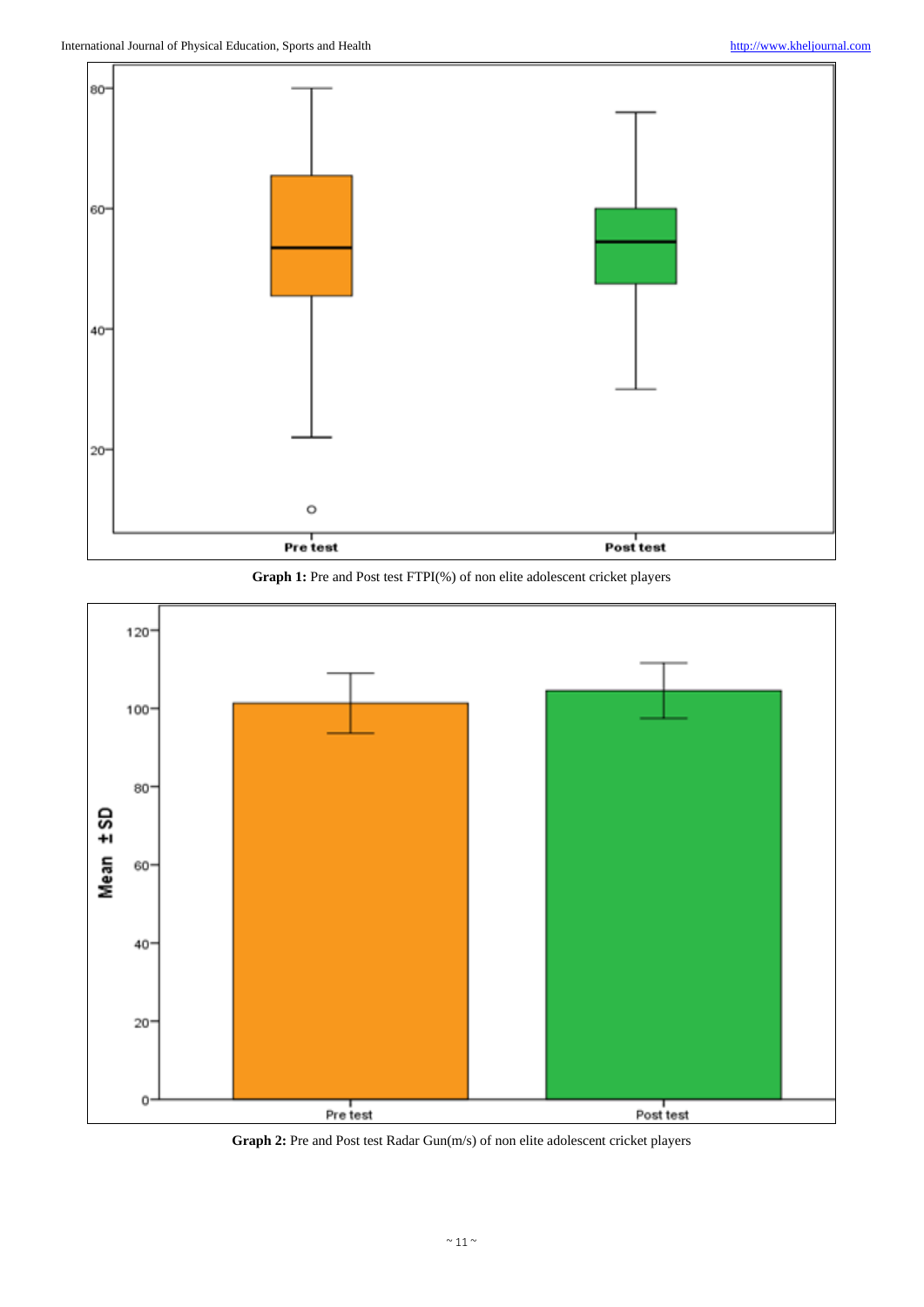**Graph 1:** Pre and Post test FTPI(%) of non elite adolescent cricket players

**Graph 2:** Pre and Post test Radar Gun(m/s) of non elite adolescent cricket players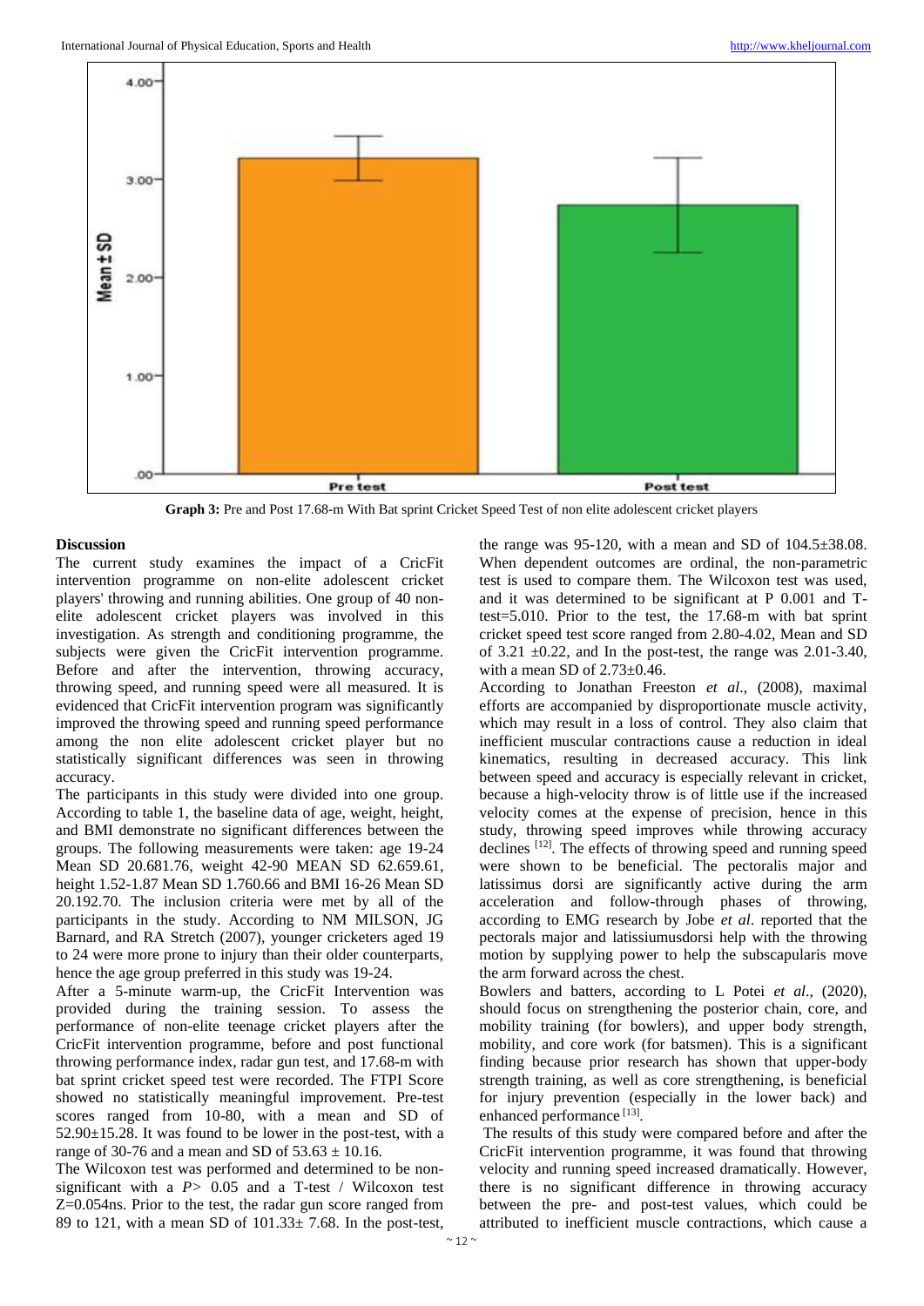**Graph 3:** Pre and Post 17.68-m With Bat sprint Cricket Speed Test of non elite adolescent cricket players

## Discussion

The current study examines the impact of a CricFit intervention programme on non-elite adolescent cricket players' throwing and running abilities. One group of 40 non-elite adolescent cricket players was involved in this investigation. As strength and conditioning programme, the subjects were given the CricFit intervention programme. Before and after the intervention, throwing accuracy, throwing speed, and running speed were all measured. It is evidenced that CricFit intervention program was significantly improved the throwing speed and running speed performance among the non elite adolescent cricket player but no statistically significant differences was seen in throwing accuracy.

The participants in this study were divided into one group. According to table 1, the baseline data of age, weight, height, and BMI demonstrate no significant differences between the groups. The following measurements were taken: age 19-24 Mean SD 20.681.76, weight 42-90 MEAN SD 62.659.61, height 1.52-1.87 Mean SD 1.760.66 and BMI 16-26 Mean SD 20.192.70. The inclusion criteria were met by all of the participants in the study. According to NM MILSON, JG Barnard, and RA Stretch (2007), younger cricketers aged 19 to 24 were more prone to injury than their older counterparts, hence the age group preferred in this study was 19-24.

After a 5-minute warm-up, the CricFit Intervention was provided during the training session. To assess the performance of non-elite teenage cricket players after the CricFit intervention programme, before and post functional throwing performance index, radar gun test, and 17.68-m with bat sprint cricket speed test were recorded. The FTPI Score showed no statistically meaningful improvement. Pre-test scores ranged from 10-80, with a mean and SD of 52.90±15.28. It was found to be lower in the post-test, with a range of 30-76 and a mean and SD of 53.63 ± 10.16.

The Wilcoxon test was performed and determined to be non-significant with a $P > 0.05$ and a T-test / Wilcoxon test Z=0.054ns. Prior to the test, the radar gun score ranged from 89 to 121, with a mean SD of 101.33± 7.68. In the post-test, the range was 95-120, with a mean and SD of 104.5±38.08. When dependent outcomes are ordinal, the non-parametric test is used to compare them. The Wilcoxon test was used, and it was determined to be significant at P 0.001 and T-test=5.010. Prior to the test, the 17.68-m with bat sprint cricket speed test score ranged from 2.80-4.02, Mean and SD of 3.21 ±0.22, and In the post-test, the range was 2.01-3.40, with a mean SD of 2.73±0.46.

According to Jonathan Freeston *et al*., (2008), maximal efforts are accompanied by disproportionate muscle activity, which may result in a loss of control. They also claim that inefficient muscular contractions cause a reduction in ideal kinematics, resulting in decreased accuracy. This link between speed and accuracy is especially relevant in cricket, because a high-velocity throw is of little use if the increased velocity comes at the expense of precision, hence in this study, throwing speed improves while throwing accuracy declines [12]. The effects of throwing speed and running speed were shown to be beneficial. The pectoralis major and latissimus dorsi are significantly active during the arm acceleration and follow-through phases of throwing, according to EMG research by Jobe *et al*. reported that the pectorals major and latissiumusdorsi help with the throwing motion by supplying power to help the subscapularis move the arm forward across the chest.

Bowlers and batters, according to L Potei *et al*., (2020), should focus on strengthening the posterior chain, core, and mobility training (for bowlers), and upper body strength, mobility, and core work (for batsmen). This is a significant finding because prior research has shown that upper-body strength training, as well as core strengthening, is beneficial for injury prevention (especially in the lower back) and enhanced performance [13].

The results of this study were compared before and after the CricFit intervention programme, it was found that throwing velocity and running speed increased dramatically. However, there is no significant difference in throwing accuracy between the pre- and post-test values, which could be attributed to inefficient muscle contractions, which cause a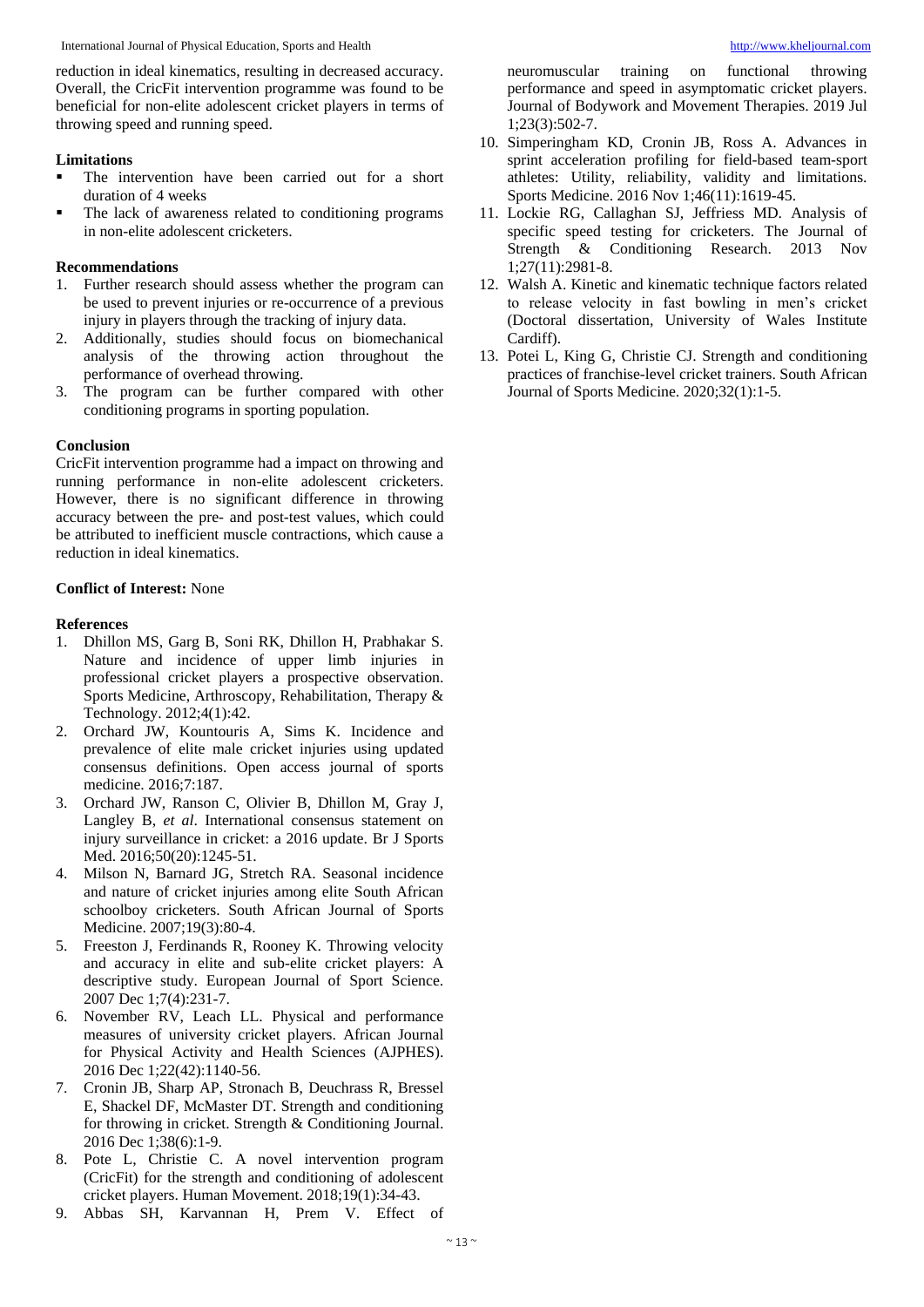reduction in ideal kinematics, resulting in decreased accuracy. Overall, the CricFit intervention programme was found to be beneficial for non-elite adolescent cricket players in terms of throwing speed and running speed.

## Limitations

- The intervention have been carried out for a short duration of 4 weeks
- The lack of awareness related to conditioning programs in non-elite adolescent cricketers.

## Recommendations

1. Further research should assess whether the program can be used to prevent injuries or re-occurrence of a previous injury in players through the tracking of injury data.
2. Additionally, studies should focus on biomechanical analysis of the throwing action throughout the performance of overhead throwing.
3. The program can be further compared with other conditioning programs in sporting population.

## Conclusion

CricFit intervention programme had a impact on throwing and running performance in non-elite adolescent cricketers. However, there is no significant difference in throwing accuracy between the pre- and post-test values, which could be attributed to inefficient muscle contractions, which cause a reduction in ideal kinematics.

**Conflict of Interest:** None

## References

1. Dhillon MS, Garg B, Soni RK, Dhillon H, Prabhakar S. Nature and incidence of upper limb injuries in professional cricket players a prospective observation. Sports Medicine, Arthroscopy, Rehabilitation, Therapy & Technology. 2012;4(1):42.
2. Orchard JW, Kountouris A, Sims K. Incidence and prevalence of elite male cricket injuries using updated consensus definitions. Open access journal of sports medicine. 2016;7:187.
3. Orchard JW, Ranson C, Olivier B, Dhillon M, Gray J, Langley B, *et al*. International consensus statement on injury surveillance in cricket: a 2016 update. Br J Sports Med. 2016;50(20):1245-51.
4. Milson N, Barnard JG, Stretch RA. Seasonal incidence and nature of cricket injuries among elite South African schoolboy cricketers. South African Journal of Sports Medicine. 2007;19(3):80-4.
5. Freeston J, Ferdinands R, Rooney K. Throwing velocity and accuracy in elite and sub-elite cricket players: A descriptive study. European Journal of Sport Science. 2007 Dec 1;7(4):231-7.
6. November RV, Leach LL. Physical and performance measures of university cricket players. African Journal for Physical Activity and Health Sciences (AJPHES). 2016 Dec 1;22(42):1140-56.
7. Cronin JB, Sharp AP, Stronach B, Deuchrass R, Bressel E, Shackel DF, McMaster DT. Strength and conditioning for throwing in cricket. Strength & Conditioning Journal. 2016 Dec 1;38(6):1-9.
8. Pote L, Christie C. A novel intervention program (CricFit) for the strength and conditioning of adolescent cricket players. Human Movement. 2018;19(1):34-43.
9. Abbas SH, Karvannan H, Prem V. Effect of neuromuscular training on functional throwing performance and speed in asymptomatic cricket players. Journal of Bodywork and Movement Therapies. 2019 Jul 1;23(3):502-7.
10. Simperingham KD, Cronin JB, Ross A. Advances in sprint acceleration profiling for field-based team-sport athletes: Utility, reliability, validity and limitations. Sports Medicine. 2016 Nov 1;46(11):1619-45.
11. Lockie RG, Callaghan SJ, Jeffriess MD. Analysis of specific speed testing for cricketers. The Journal of Strength & Conditioning Research. 2013 Nov 1;27(11):2981-8.
12. Walsh A. Kinetic and kinematic technique factors related to release velocity in fast bowling in men's cricket (Doctoral dissertation, University of Wales Institute Cardiff).
13. Potei L, King G, Christie CJ. Strength and conditioning practices of franchise-level cricket trainers. South African Journal of Sports Medicine. 2020;32(1):1-5.